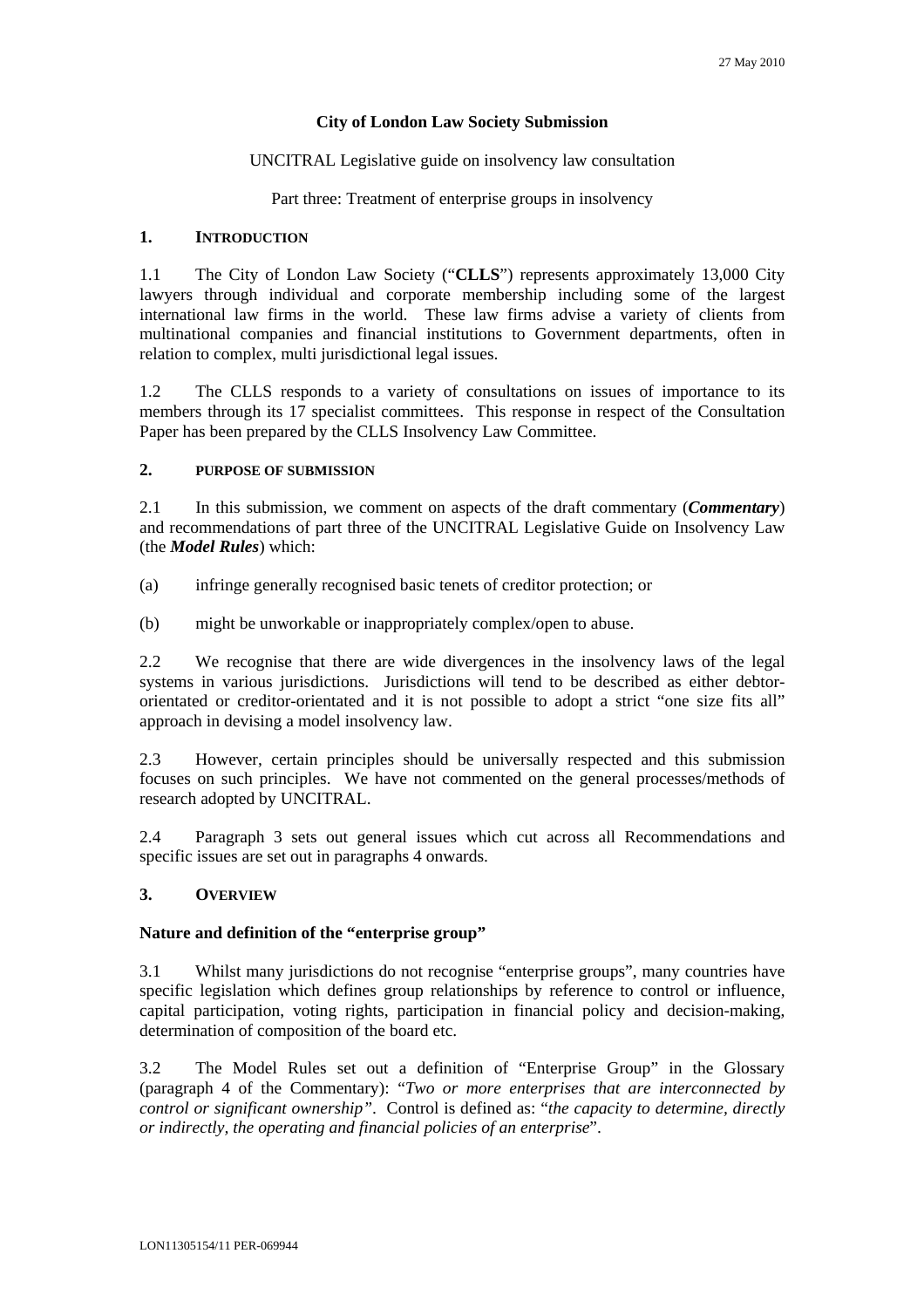27 May 2010

**City of London Law Society Submission**

UNCITRAL Legislative guide on insolvency law consultation

Part three: Treatment of enterprise groups in insolvency

## 1. INTRODUCTION

1.1 The City of London Law Society ("**CLLS**") represents approximately 13,000 City lawyers through individual and corporate membership including some of the largest international law firms in the world. These law firms advise a variety of clients from multinational companies and financial institutions to Government departments, often in relation to complex, multi jurisdictional legal issues.

1.2 The CLLS responds to a variety of consultations on issues of importance to its members through its 17 specialist committees. This response in respect of the Consultation Paper has been prepared by the CLLS Insolvency Law Committee.

## 2. PURPOSE OF SUBMISSION

2.1 In this submission, we comment on aspects of the draft commentary (***Commentary***) and recommendations of part three of the UNCITRAL Legislative Guide on Insolvency Law (the ***Model Rules***) which:

(a) infringe generally recognised basic tenets of creditor protection; or

(b) might be unworkable or inappropriately complex/open to abuse.

2.2 We recognise that there are wide divergences in the insolvency laws of the legal systems in various jurisdictions. Jurisdictions will tend to be described as either debtor-orientated or creditor-orientated and it is not possible to adopt a strict "one size fits all" approach in devising a model insolvency law.

2.3 However, certain principles should be universally respected and this submission focuses on such principles. We have not commented on the general processes/methods of research adopted by UNCITRAL.

2.4 Paragraph 3 sets out general issues which cut across all Recommendations and specific issues are set out in paragraphs 4 onwards.

## 3. OVERVIEW

### Nature and definition of the "enterprise group"

3.1 Whilst many jurisdictions do not recognise "enterprise groups", many countries have specific legislation which defines group relationships by reference to control or influence, capital participation, voting rights, participation in financial policy and decision-making, determination of composition of the board etc.

3.2 The Model Rules set out a definition of "Enterprise Group" in the Glossary (paragraph 4 of the Commentary): "*Two or more enterprises that are interconnected by control or significant ownership*". Control is defined as: "*the capacity to determine, directly or indirectly, the operating and financial policies of an enterprise*".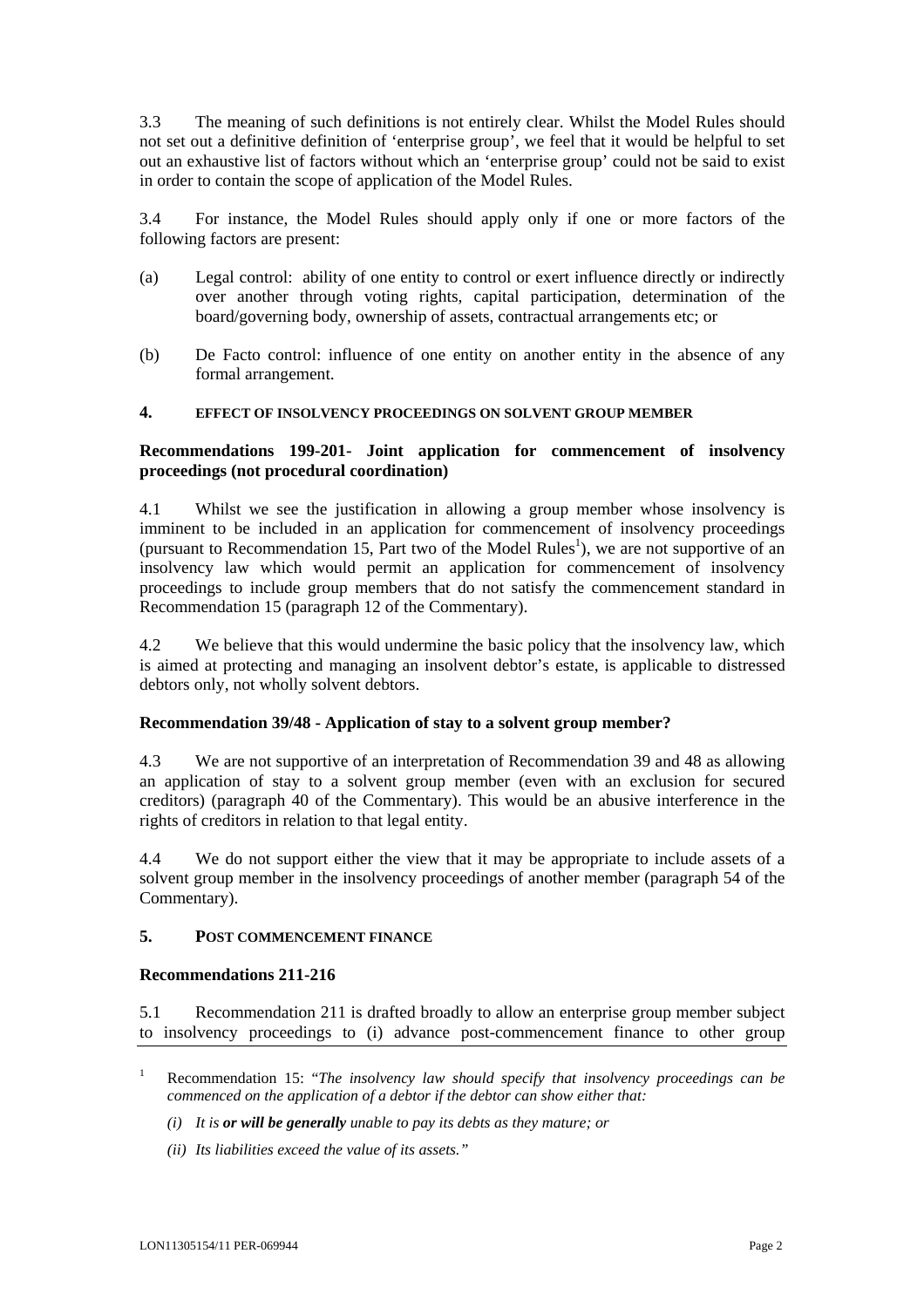3.3 The meaning of such definitions is not entirely clear. Whilst the Model Rules should not set out a definitive definition of 'enterprise group', we feel that it would be helpful to set out an exhaustive list of factors without which an 'enterprise group' could not be said to exist in order to contain the scope of application of the Model Rules.

3.4 For instance, the Model Rules should apply only if one or more factors of the following factors are present:

(a) Legal control: ability of one entity to control or exert influence directly or indirectly over another through voting rights, capital participation, determination of the board/governing body, ownership of assets, contractual arrangements etc; or

(b) De Facto control: influence of one entity on another entity in the absence of any formal arrangement.

## 4. EFFECT OF INSOLVENCY PROCEEDINGS ON SOLVENT GROUP MEMBER

### Recommendations 199-201- Joint application for commencement of insolvency proceedings (not procedural coordination)

4.1 Whilst we see the justification in allowing a group member whose insolvency is imminent to be included in an application for commencement of insolvency proceedings (pursuant to Recommendation 15, Part two of the Model Rules[1]), we are not supportive of an insolvency law which would permit an application for commencement of insolvency proceedings to include group members that do not satisfy the commencement standard in Recommendation 15 (paragraph 12 of the Commentary).

4.2 We believe that this would undermine the basic policy that the insolvency law, which is aimed at protecting and managing an insolvent debtor's estate, is applicable to distressed debtors only, not wholly solvent debtors.

### Recommendation 39/48 - Application of stay to a solvent group member?

4.3 We are not supportive of an interpretation of Recommendation 39 and 48 as allowing an application of stay to a solvent group member (even with an exclusion for secured creditors) (paragraph 40 of the Commentary). This would be an abusive interference in the rights of creditors in relation to that legal entity.

4.4 We do not support either the view that it may be appropriate to include assets of a solvent group member in the insolvency proceedings of another member (paragraph 54 of the Commentary).

## 5. POST COMMENCEMENT FINANCE

### Recommendations 211-216

5.1 Recommendation 211 is drafted broadly to allow an enterprise group member subject to insolvency proceedings to (i) advance post-commencement finance to other group

---

[1] Recommendation 15: "*The insolvency law should specify that insolvency proceedings can be commenced on the application of a debtor if the debtor can show either that:*

*(i) It is **or will be generally** unable to pay its debts as they mature; or*

*(ii) Its liabilities exceed the value of its assets."*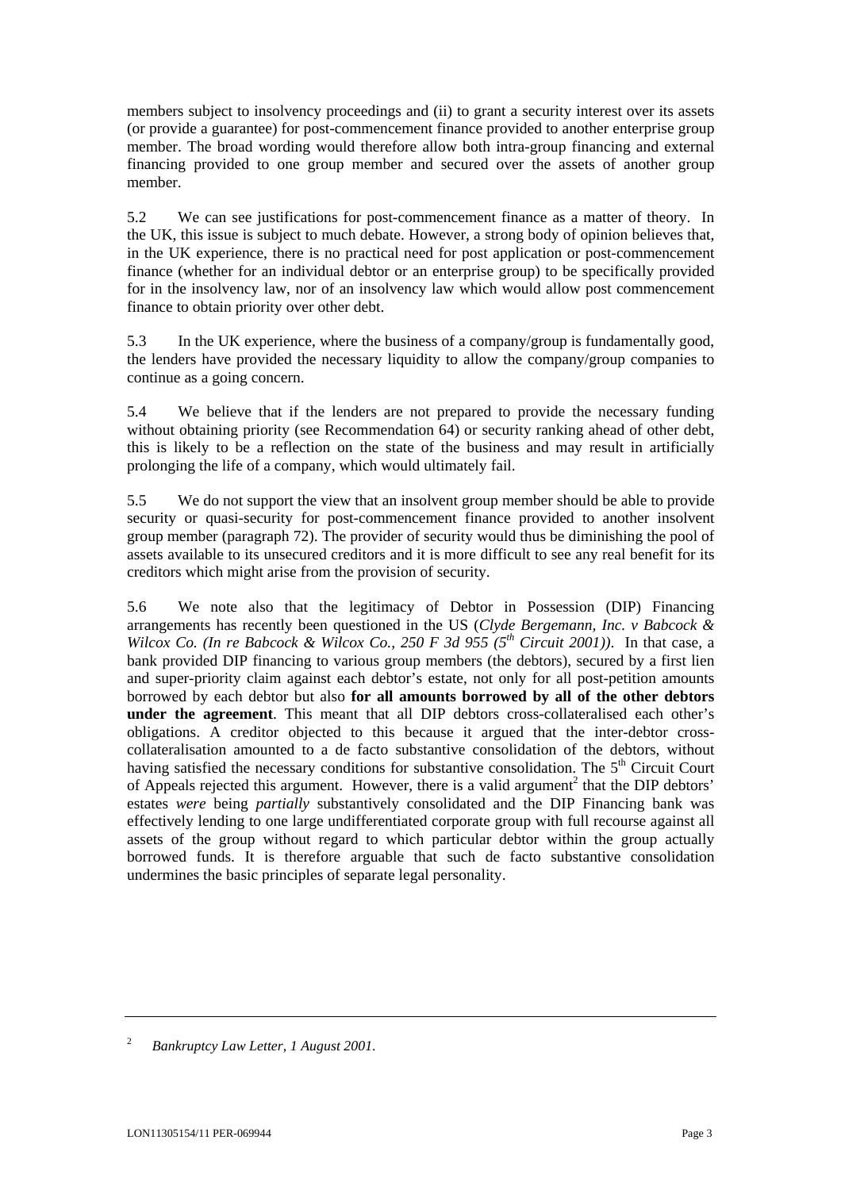members subject to insolvency proceedings and (ii) to grant a security interest over its assets (or provide a guarantee) for post-commencement finance provided to another enterprise group member. The broad wording would therefore allow both intra-group financing and external financing provided to one group member and secured over the assets of another group member.

5.2 We can see justifications for post-commencement finance as a matter of theory. In the UK, this issue is subject to much debate. However, a strong body of opinion believes that, in the UK experience, there is no practical need for post application or post-commencement finance (whether for an individual debtor or an enterprise group) to be specifically provided for in the insolvency law, nor of an insolvency law which would allow post commencement finance to obtain priority over other debt.

5.3 In the UK experience, where the business of a company/group is fundamentally good, the lenders have provided the necessary liquidity to allow the company/group companies to continue as a going concern.

5.4 We believe that if the lenders are not prepared to provide the necessary funding without obtaining priority (see Recommendation 64) or security ranking ahead of other debt, this is likely to be a reflection on the state of the business and may result in artificially prolonging the life of a company, which would ultimately fail.

5.5 We do not support the view that an insolvent group member should be able to provide security or quasi-security for post-commencement finance provided to another insolvent group member (paragraph 72). The provider of security would thus be diminishing the pool of assets available to its unsecured creditors and it is more difficult to see any real benefit for its creditors which might arise from the provision of security.

5.6 We note also that the legitimacy of Debtor in Possession (DIP) Financing arrangements has recently been questioned in the US (*Clyde Bergemann, Inc. v Babcock & Wilcox Co. (In re Babcock & Wilcox Co., 250 F 3d 955 (5th Circuit 2001))*. In that case, a bank provided DIP financing to various group members (the debtors), secured by a first lien and super-priority claim against each debtor's estate, not only for all post-petition amounts borrowed by each debtor but also **for all amounts borrowed by all of the other debtors under the agreement**. This meant that all DIP debtors cross-collateralised each other's obligations. A creditor objected to this because it argued that the inter-debtor cross-collateralisation amounted to a de facto substantive consolidation of the debtors, without having satisfied the necessary conditions for substantive consolidation. The 5th Circuit Court of Appeals rejected this argument. However, there is a valid argument[2] that the DIP debtors' estates *were* being *partially* substantively consolidated and the DIP Financing bank was effectively lending to one large undifferentiated corporate group with full recourse against all assets of the group without regard to which particular debtor within the group actually borrowed funds. It is therefore arguable that such de facto substantive consolidation undermines the basic principles of separate legal personality.

---

[2] *Bankruptcy Law Letter, 1 August 2001.*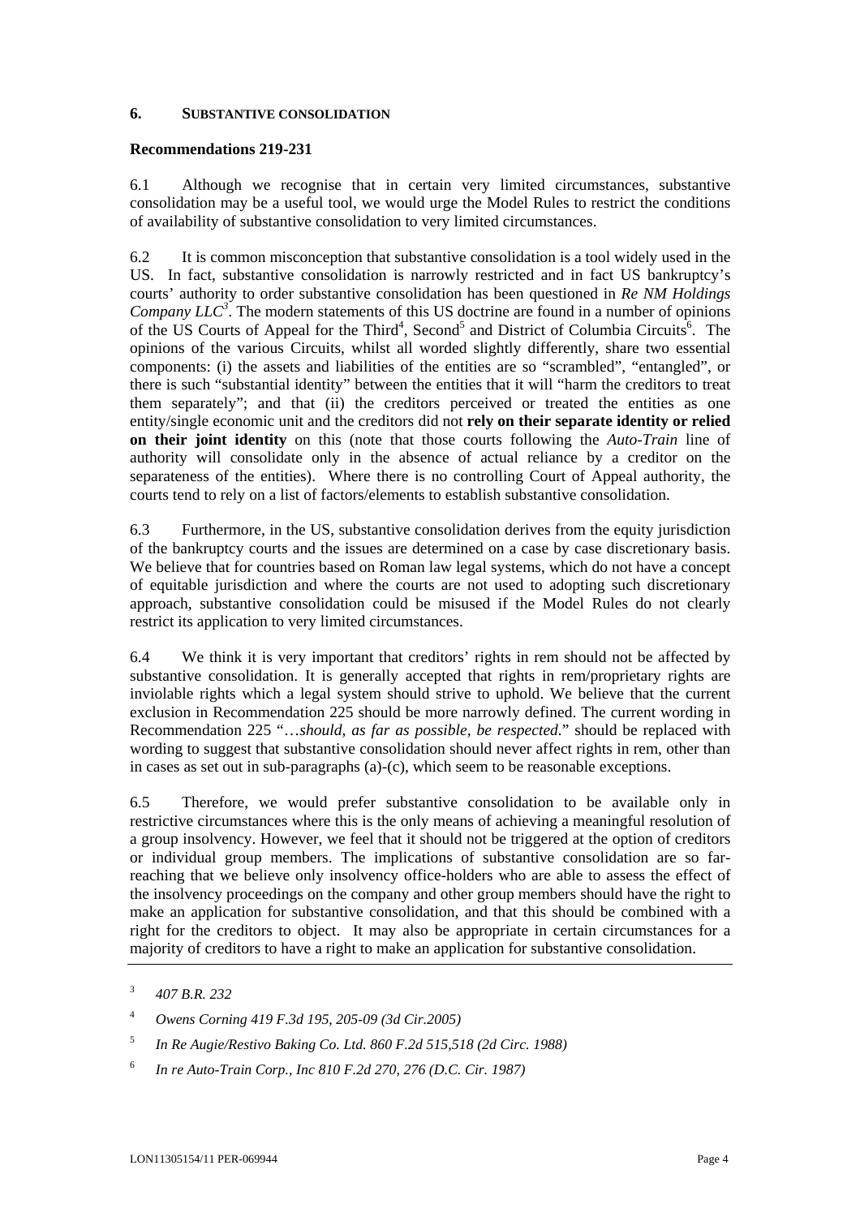## 6. SUBSTANTIVE CONSOLIDATION

**Recommendations 219-231**

6.1 Although we recognise that in certain very limited circumstances, substantive consolidation may be a useful tool, we would urge the Model Rules to restrict the conditions of availability of substantive consolidation to very limited circumstances.

6.2 It is common misconception that substantive consolidation is a tool widely used in the US. In fact, substantive consolidation is narrowly restricted and in fact US bankruptcy's courts' authority to order substantive consolidation has been questioned in *Re NM Holdings Company LLC*[3]. The modern statements of this US doctrine are found in a number of opinions of the US Courts of Appeal for the Third[4], Second[5] and District of Columbia Circuits[6]. The opinions of the various Circuits, whilst all worded slightly differently, share two essential components: (i) the assets and liabilities of the entities are so "scrambled", "entangled", or there is such "substantial identity" between the entities that it will "harm the creditors to treat them separately"; and that (ii) the creditors perceived or treated the entities as one entity/single economic unit and the creditors did not **rely on their separate identity or relied on their joint identity** on this (note that those courts following the *Auto-Train* line of authority will consolidate only in the absence of actual reliance by a creditor on the separateness of the entities). Where there is no controlling Court of Appeal authority, the courts tend to rely on a list of factors/elements to establish substantive consolidation.

6.3 Furthermore, in the US, substantive consolidation derives from the equity jurisdiction of the bankruptcy courts and the issues are determined on a case by case discretionary basis. We believe that for countries based on Roman law legal systems, which do not have a concept of equitable jurisdiction and where the courts are not used to adopting such discretionary approach, substantive consolidation could be misused if the Model Rules do not clearly restrict its application to very limited circumstances.

6.4 We think it is very important that creditors' rights in rem should not be affected by substantive consolidation. It is generally accepted that rights in rem/proprietary rights are inviolable rights which a legal system should strive to uphold. We believe that the current exclusion in Recommendation 225 should be more narrowly defined. The current wording in Recommendation 225 "…*should, as far as possible, be respected.*" should be replaced with wording to suggest that substantive consolidation should never affect rights in rem, other than in cases as set out in sub-paragraphs (a)-(c), which seem to be reasonable exceptions.

6.5 Therefore, we would prefer substantive consolidation to be available only in restrictive circumstances where this is the only means of achieving a meaningful resolution of a group insolvency. However, we feel that it should not be triggered at the option of creditors or individual group members. The implications of substantive consolidation are so far-reaching that we believe only insolvency office-holders who are able to assess the effect of the insolvency proceedings on the company and other group members should have the right to make an application for substantive consolidation, and that this should be combined with a right for the creditors to object. It may also be appropriate in certain circumstances for a majority of creditors to have a right to make an application for substantive consolidation.

---

[3] *407 B.R. 232*

[4] *Owens Corning 419 F.3d 195, 205-09 (3d Cir.2005)*

[5] *In Re Augie/Restivo Baking Co. Ltd. 860 F.2d 515,518 (2d Circ. 1988)*

[6] *In re Auto-Train Corp., Inc 810 F.2d 270, 276 (D.C. Cir. 1987)*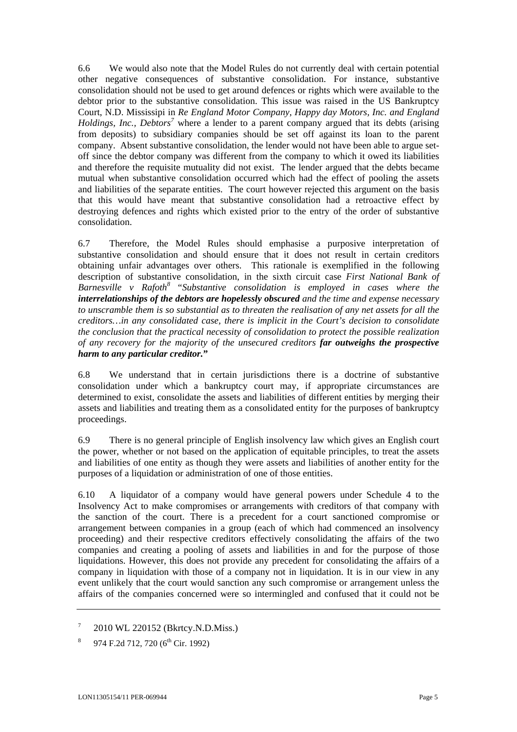6.6 We would also note that the Model Rules do not currently deal with certain potential other negative consequences of substantive consolidation. For instance, substantive consolidation should not be used to get around defences or rights which were available to the debtor prior to the substantive consolidation. This issue was raised in the US Bankruptcy Court, N.D. Mississipi in *Re England Motor Company, Happy day Motors, Inc. and England Holdings, Inc., Debtors*[7] where a lender to a parent company argued that its debts (arising from deposits) to subsidiary companies should be set off against its loan to the parent company. Absent substantive consolidation, the lender would not have been able to argue set-off since the debtor company was different from the company to which it owed its liabilities and therefore the requisite mutuality did not exist. The lender argued that the debts became mutual when substantive consolidation occurred which had the effect of pooling the assets and liabilities of the separate entities. The court however rejected this argument on the basis that this would have meant that substantive consolidation had a retroactive effect by destroying defences and rights which existed prior to the entry of the order of substantive consolidation.

6.7 Therefore, the Model Rules should emphasise a purposive interpretation of substantive consolidation and should ensure that it does not result in certain creditors obtaining unfair advantages over others. This rationale is exemplified in the following description of substantive consolidation, in the sixth circuit case *First National Bank of Barnesville v Rafoth*[8] "*Substantive consolidation is employed in cases where the **interrelationships of the debtors are hopelessly obscured** and the time and expense necessary to unscramble them is so substantial as to threaten the realisation of any net assets for all the creditors…in any consolidated case, there is implicit in the Court's decision to consolidate the conclusion that the practical necessity of consolidation to protect the possible realization of any recovery for the majority of the unsecured creditors **far outweighs the prospective harm to any particular creditor.***"

6.8 We understand that in certain jurisdictions there is a doctrine of substantive consolidation under which a bankruptcy court may, if appropriate circumstances are determined to exist, consolidate the assets and liabilities of different entities by merging their assets and liabilities and treating them as a consolidated entity for the purposes of bankruptcy proceedings.

6.9 There is no general principle of English insolvency law which gives an English court the power, whether or not based on the application of equitable principles, to treat the assets and liabilities of one entity as though they were assets and liabilities of another entity for the purposes of a liquidation or administration of one of those entities.

6.10 A liquidator of a company would have general powers under Schedule 4 to the Insolvency Act to make compromises or arrangements with creditors of that company with the sanction of the court. There is a precedent for a court sanctioned compromise or arrangement between companies in a group (each of which had commenced an insolvency proceeding) and their respective creditors effectively consolidating the affairs of the two companies and creating a pooling of assets and liabilities in and for the purpose of those liquidations. However, this does not provide any precedent for consolidating the affairs of a company in liquidation with those of a company not in liquidation. It is in our view in any event unlikely that the court would sanction any such compromise or arrangement unless the affairs of the companies concerned were so intermingled and confused that it could not be

---

[7] 2010 WL 220152 (Bkrtcy.N.D.Miss.)

[8] 974 F.2d 712, 720 (6th Cir. 1992)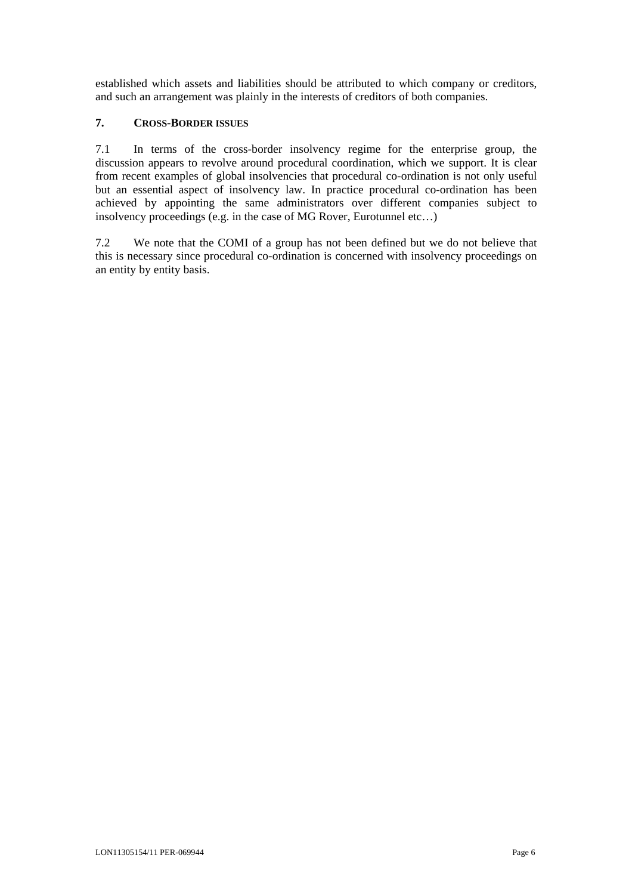established which assets and liabilities should be attributed to which company or creditors, and such an arrangement was plainly in the interests of creditors of both companies.

## 7. CROSS-BORDER ISSUES

7.1 In terms of the cross-border insolvency regime for the enterprise group, the discussion appears to revolve around procedural coordination, which we support. It is clear from recent examples of global insolvencies that procedural co-ordination is not only useful but an essential aspect of insolvency law. In practice procedural co-ordination has been achieved by appointing the same administrators over different companies subject to insolvency proceedings (e.g. in the case of MG Rover, Eurotunnel etc…)

7.2 We note that the COMI of a group has not been defined but we do not believe that this is necessary since procedural co-ordination is concerned with insolvency proceedings on an entity by entity basis.